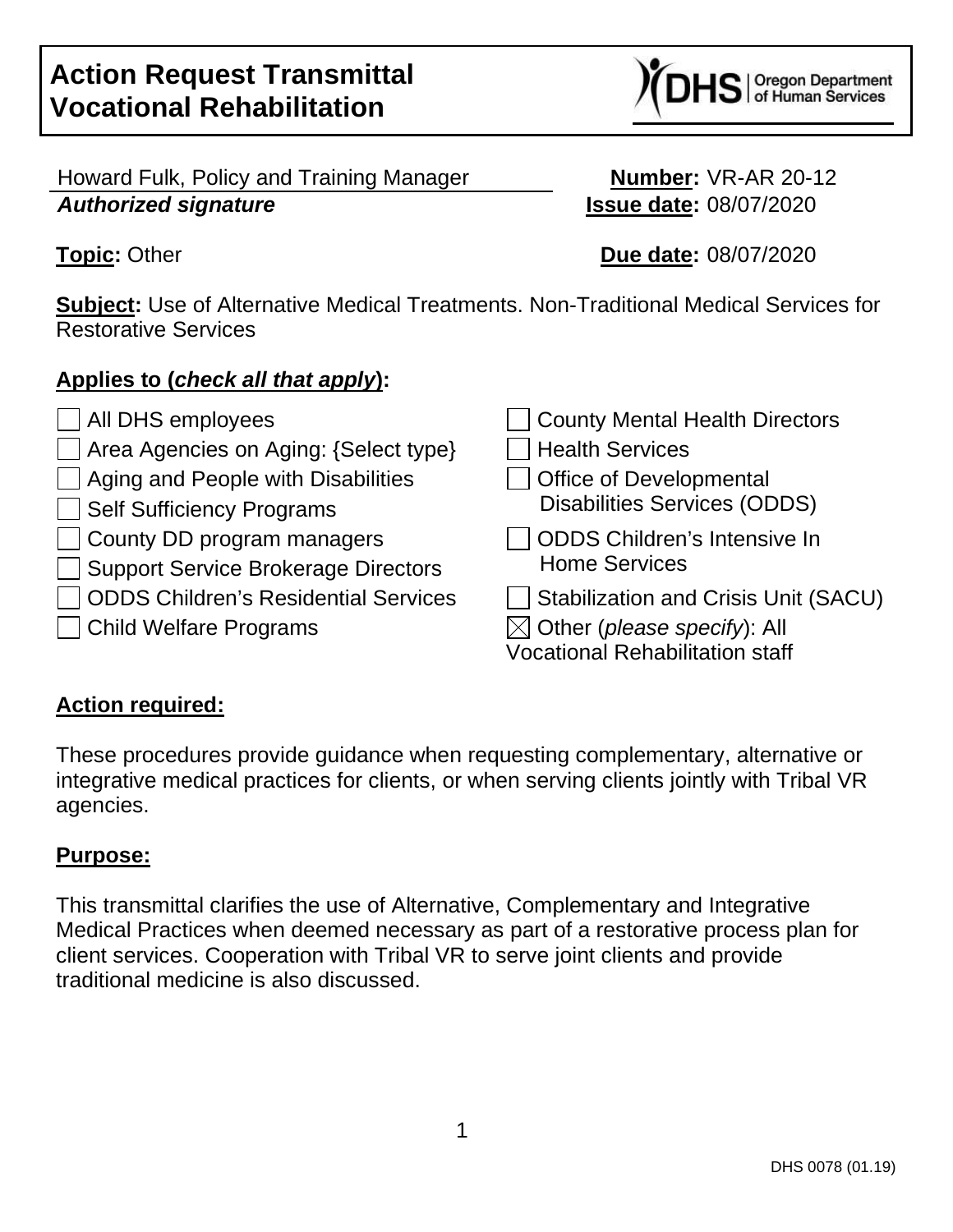# Action Request Transmittal Vocational Rehabilitation

Howard Fulk, Policy and Training Manager
***Authorized signature***

**Number:** VR-AR 20-12
**Issue date:** 08/07/2020

**Topic:** Other

**Due date:** 08/07/2020

**Subject:** Use of Alternative Medical Treatments. Non-Traditional Medical Services for Restorative Services

## Applies to (*check all that apply*):

- [ ] All DHS employees
- [ ] Area Agencies on Aging: {Select type}
- [ ] Aging and People with Disabilities
- [ ] Self Sufficiency Programs
- [ ] County DD program managers
- [ ] Support Service Brokerage Directors
- [ ] ODDS Children's Residential Services
- [ ] Child Welfare Programs
- [ ] County Mental Health Directors
- [ ] Health Services
- [ ] Office of Developmental Disabilities Services (ODDS)
- [ ] ODDS Children's Intensive In Home Services
- [ ] Stabilization and Crisis Unit (SACU)
- [x] Other (*please specify*): All Vocational Rehabilitation staff

## Action required:

These procedures provide guidance when requesting complementary, alternative or integrative medical practices for clients, or when serving clients jointly with Tribal VR agencies.

## Purpose:

This transmittal clarifies the use of Alternative, Complementary and Integrative Medical Practices when deemed necessary as part of a restorative process plan for client services. Cooperation with Tribal VR to serve joint clients and provide traditional medicine is also discussed.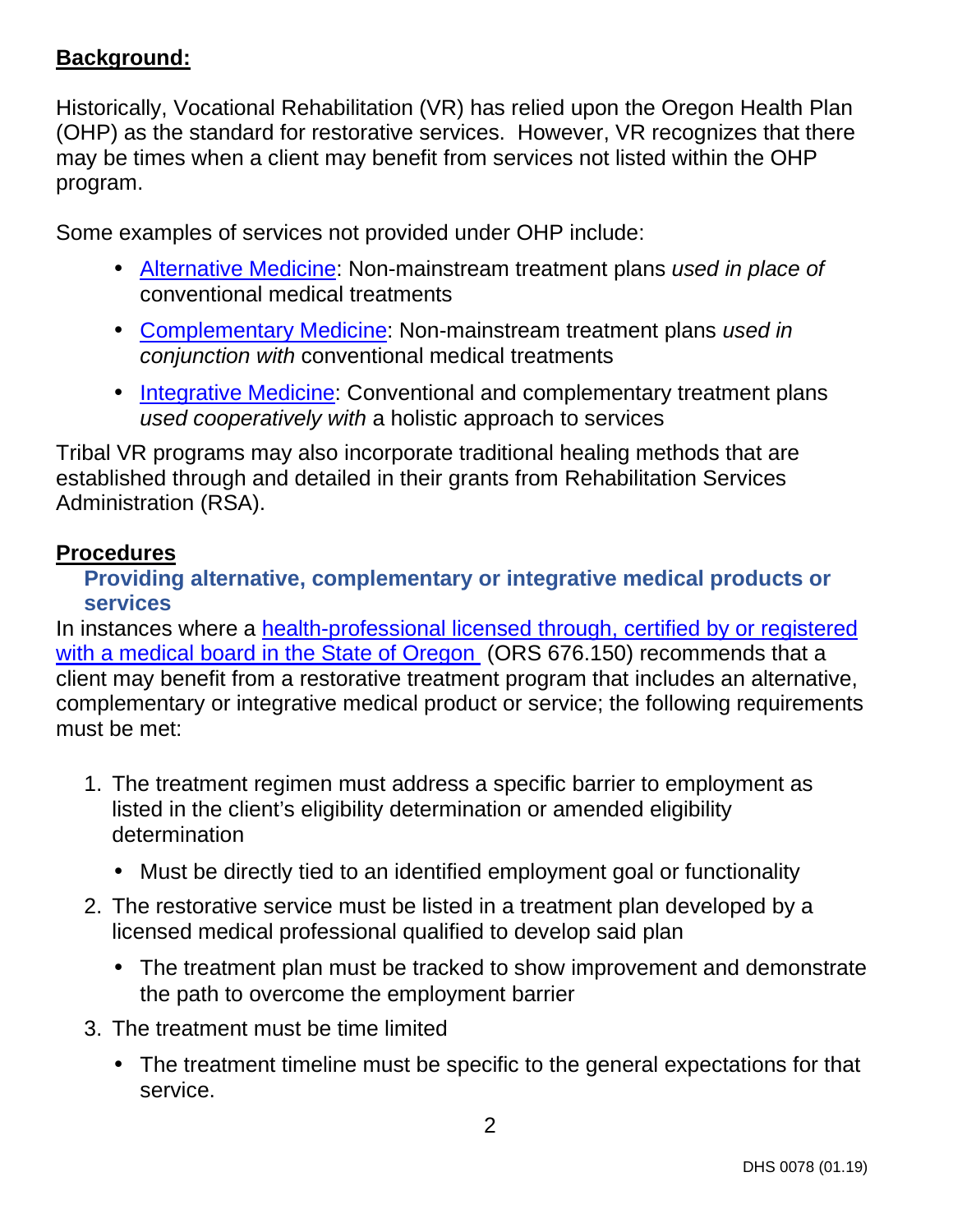## Background:

Historically, Vocational Rehabilitation (VR) has relied upon the Oregon Health Plan (OHP) as the standard for restorative services. However, VR recognizes that there may be times when a client may benefit from services not listed within the OHP program.

Some examples of services not provided under OHP include:

- Alternative Medicine: Non-mainstream treatment plans *used in place of* conventional medical treatments
- Complementary Medicine: Non-mainstream treatment plans *used in conjunction with* conventional medical treatments
- Integrative Medicine: Conventional and complementary treatment plans *used cooperatively with* a holistic approach to services

Tribal VR programs may also incorporate traditional healing methods that are established through and detailed in their grants from Rehabilitation Services Administration (RSA).

## Procedures

### Providing alternative, complementary or integrative medical products or services

In instances where a health-professional licensed through, certified by or registered with a medical board in the State of Oregon (ORS 676.150) recommends that a client may benefit from a restorative treatment program that includes an alternative, complementary or integrative medical product or service; the following requirements must be met:

1. The treatment regimen must address a specific barrier to employment as listed in the client's eligibility determination or amended eligibility determination
   - Must be directly tied to an identified employment goal or functionality
2. The restorative service must be listed in a treatment plan developed by a licensed medical professional qualified to develop said plan
   - The treatment plan must be tracked to show improvement and demonstrate the path to overcome the employment barrier
3. The treatment must be time limited
   - The treatment timeline must be specific to the general expectations for that service.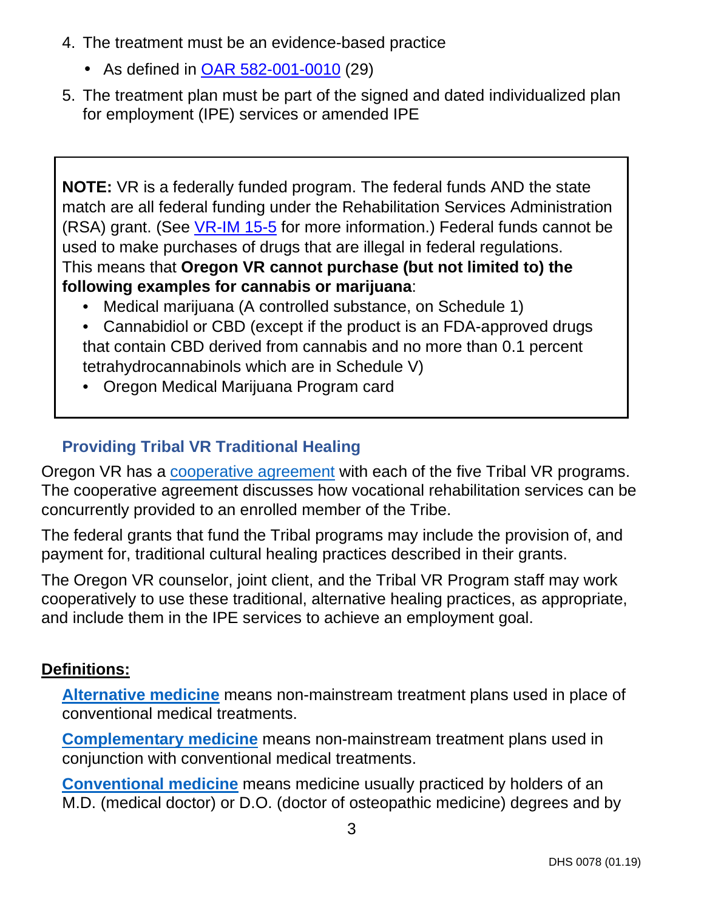4. The treatment must be an evidence-based practice
   - As defined in OAR 582-001-0010 (29)
5. The treatment plan must be part of the signed and dated individualized plan for employment (IPE) services or amended IPE

> **NOTE:** VR is a federally funded program. The federal funds AND the state match are all federal funding under the Rehabilitation Services Administration (RSA) grant. (See VR-IM 15-5 for more information.) Federal funds cannot be used to make purchases of drugs that are illegal in federal regulations. This means that **Oregon VR cannot purchase (but not limited to) the following examples for cannabis or marijuana**:
>
> - Medical marijuana (A controlled substance, on Schedule 1)
> - Cannabidiol or CBD (except if the product is an FDA-approved drugs that contain CBD derived from cannabis and no more than 0.1 percent tetrahydrocannabinols which are in Schedule V)
> - Oregon Medical Marijuana Program card

### Providing Tribal VR Traditional Healing

Oregon VR has a cooperative agreement with each of the five Tribal VR programs. The cooperative agreement discusses how vocational rehabilitation services can be concurrently provided to an enrolled member of the Tribe.

The federal grants that fund the Tribal programs may include the provision of, and payment for, traditional cultural healing practices described in their grants.

The Oregon VR counselor, joint client, and the Tribal VR Program staff may work cooperatively to use these traditional, alternative healing practices, as appropriate, and include them in the IPE services to achieve an employment goal.

## Definitions:

**Alternative medicine** means non-mainstream treatment plans used in place of conventional medical treatments.

**Complementary medicine** means non-mainstream treatment plans used in conjunction with conventional medical treatments.

**Conventional medicine** means medicine usually practiced by holders of an M.D. (medical doctor) or D.O. (doctor of osteopathic medicine) degrees and by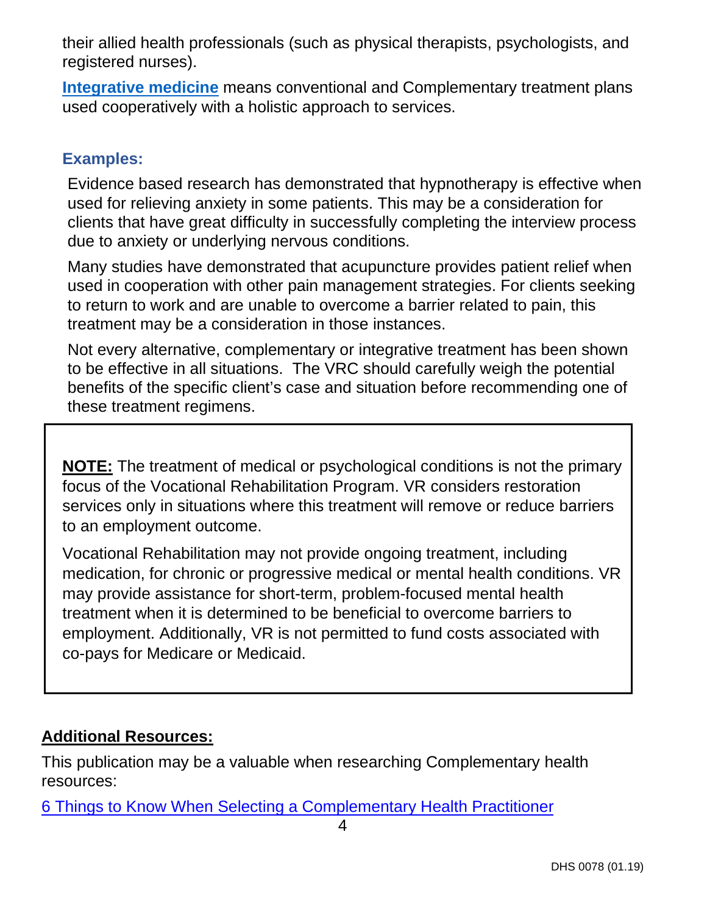their allied health professionals (such as physical therapists, psychologists, and registered nurses).

**Integrative medicine** means conventional and Complementary treatment plans used cooperatively with a holistic approach to services.

### Examples:

Evidence based research has demonstrated that hypnotherapy is effective when used for relieving anxiety in some patients. This may be a consideration for clients that have great difficulty in successfully completing the interview process due to anxiety or underlying nervous conditions.

Many studies have demonstrated that acupuncture provides patient relief when used in cooperation with other pain management strategies. For clients seeking to return to work and are unable to overcome a barrier related to pain, this treatment may be a consideration in those instances.

Not every alternative, complementary or integrative treatment has been shown to be effective in all situations. The VRC should carefully weigh the potential benefits of the specific client's case and situation before recommending one of these treatment regimens.

> **NOTE:** The treatment of medical or psychological conditions is not the primary focus of the Vocational Rehabilitation Program. VR considers restoration services only in situations where this treatment will remove or reduce barriers to an employment outcome.
>
> Vocational Rehabilitation may not provide ongoing treatment, including medication, for chronic or progressive medical or mental health conditions. VR may provide assistance for short-term, problem-focused mental health treatment when it is determined to be beneficial to overcome barriers to employment. Additionally, VR is not permitted to fund costs associated with co-pays for Medicare or Medicaid.

**Additional Resources:**

This publication may be a valuable when researching Complementary health resources:

6 Things to Know When Selecting a Complementary Health Practitioner

DHS 0078 (01.19)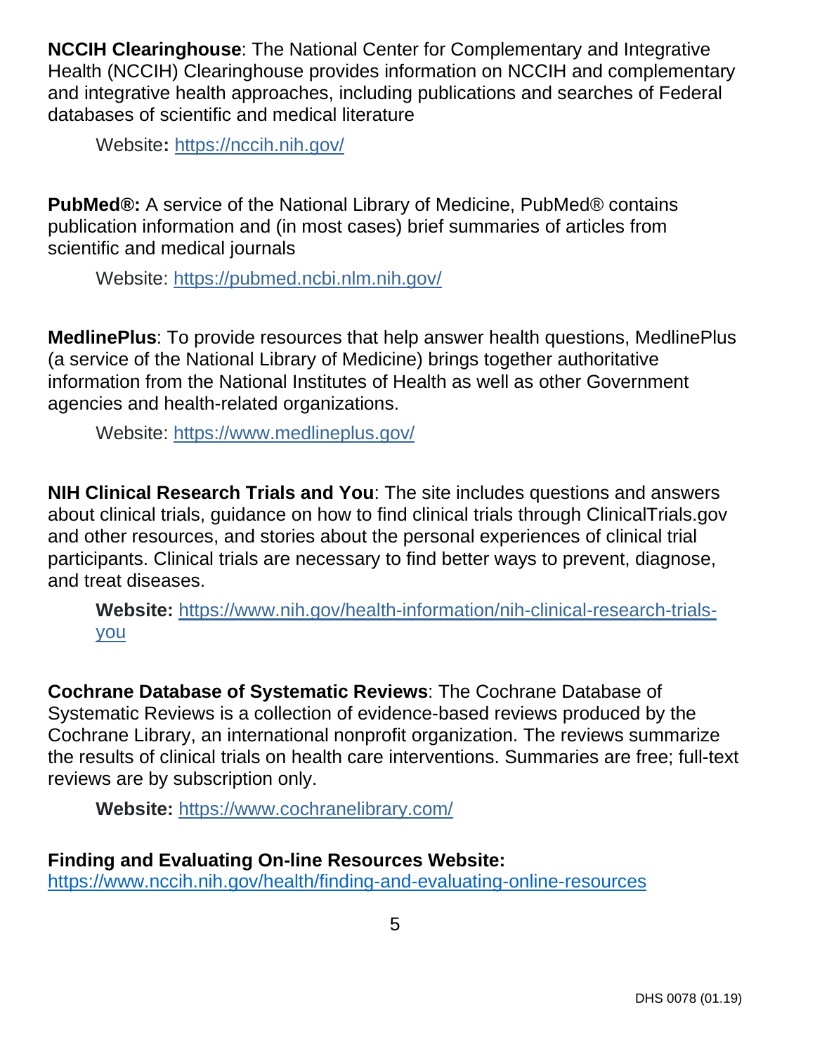**NCCIH Clearinghouse**: The National Center for Complementary and Integrative Health (NCCIH) Clearinghouse provides information on NCCIH and complementary and integrative health approaches, including publications and searches of Federal databases of scientific and medical literature

Website**:** https://nccih.nih.gov/

**PubMed®:** A service of the National Library of Medicine, PubMed® contains publication information and (in most cases) brief summaries of articles from scientific and medical journals

Website: https://pubmed.ncbi.nlm.nih.gov/

**MedlinePlus**: To provide resources that help answer health questions, MedlinePlus (a service of the National Library of Medicine) brings together authoritative information from the National Institutes of Health as well as other Government agencies and health-related organizations.

Website: https://www.medlineplus.gov/

**NIH Clinical Research Trials and You**: The site includes questions and answers about clinical trials, guidance on how to find clinical trials through ClinicalTrials.gov and other resources, and stories about the personal experiences of clinical trial participants. Clinical trials are necessary to find better ways to prevent, diagnose, and treat diseases.

**Website:** https://www.nih.gov/health-information/nih-clinical-research-trials-you

**Cochrane Database of Systematic Reviews**: The Cochrane Database of Systematic Reviews is a collection of evidence-based reviews produced by the Cochrane Library, an international nonprofit organization. The reviews summarize the results of clinical trials on health care interventions. Summaries are free; full-text reviews are by subscription only.

**Website:** https://www.cochranelibrary.com/

**Finding and Evaluating On-line Resources Website:**
https://www.nccih.nih.gov/health/finding-and-evaluating-online-resources

DHS 0078 (01.19)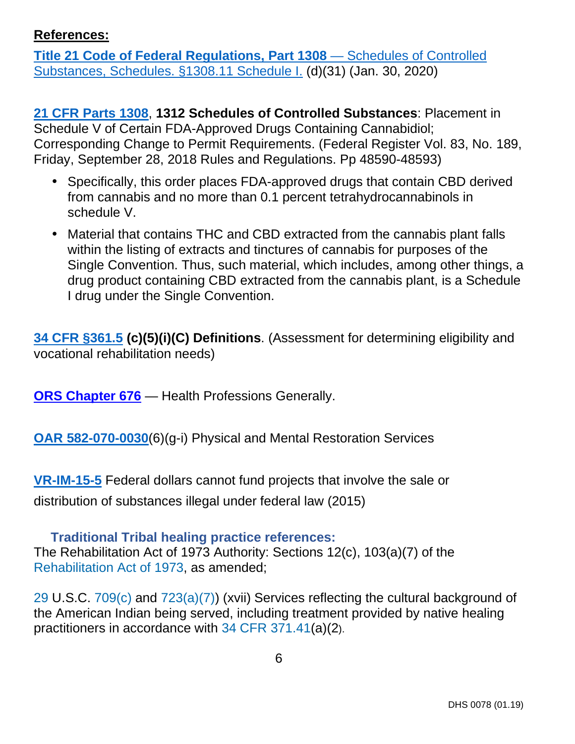**References:**

**Title 21 Code of Federal Regulations, Part 1308** — Schedules of Controlled Substances, Schedules. §1308.11 Schedule I. (d)(31) (Jan. 30, 2020)

**21 CFR Parts 1308**, **1312 Schedules of Controlled Substances**: Placement in Schedule V of Certain FDA-Approved Drugs Containing Cannabidiol; Corresponding Change to Permit Requirements. (Federal Register Vol. 83, No. 189, Friday, September 28, 2018 Rules and Regulations. Pp 48590-48593)

- Specifically, this order places FDA-approved drugs that contain CBD derived from cannabis and no more than 0.1 percent tetrahydrocannabinols in schedule V.
- Material that contains THC and CBD extracted from the cannabis plant falls within the listing of extracts and tinctures of cannabis for purposes of the Single Convention. Thus, such material, which includes, among other things, a drug product containing CBD extracted from the cannabis plant, is a Schedule I drug under the Single Convention.

**34 CFR §361.5** **(c)(5)(i)(C) Definitions**. (Assessment for determining eligibility and vocational rehabilitation needs)

**ORS Chapter 676** — Health Professions Generally.

**OAR 582-070-0030**(6)(g-i) Physical and Mental Restoration Services

**VR-IM-15-5** Federal dollars cannot fund projects that involve the sale or distribution of substances illegal under federal law (2015)

**Traditional Tribal healing practice references:**

The Rehabilitation Act of 1973 Authority: Sections 12(c), 103(a)(7) of the Rehabilitation Act of 1973, as amended;

29 U.S.C. 709(c) and 723(a)(7)) (xvii) Services reflecting the cultural background of the American Indian being served, including treatment provided by native healing practitioners in accordance with 34 CFR 371.41(a)(2).

DHS 0078 (01.19)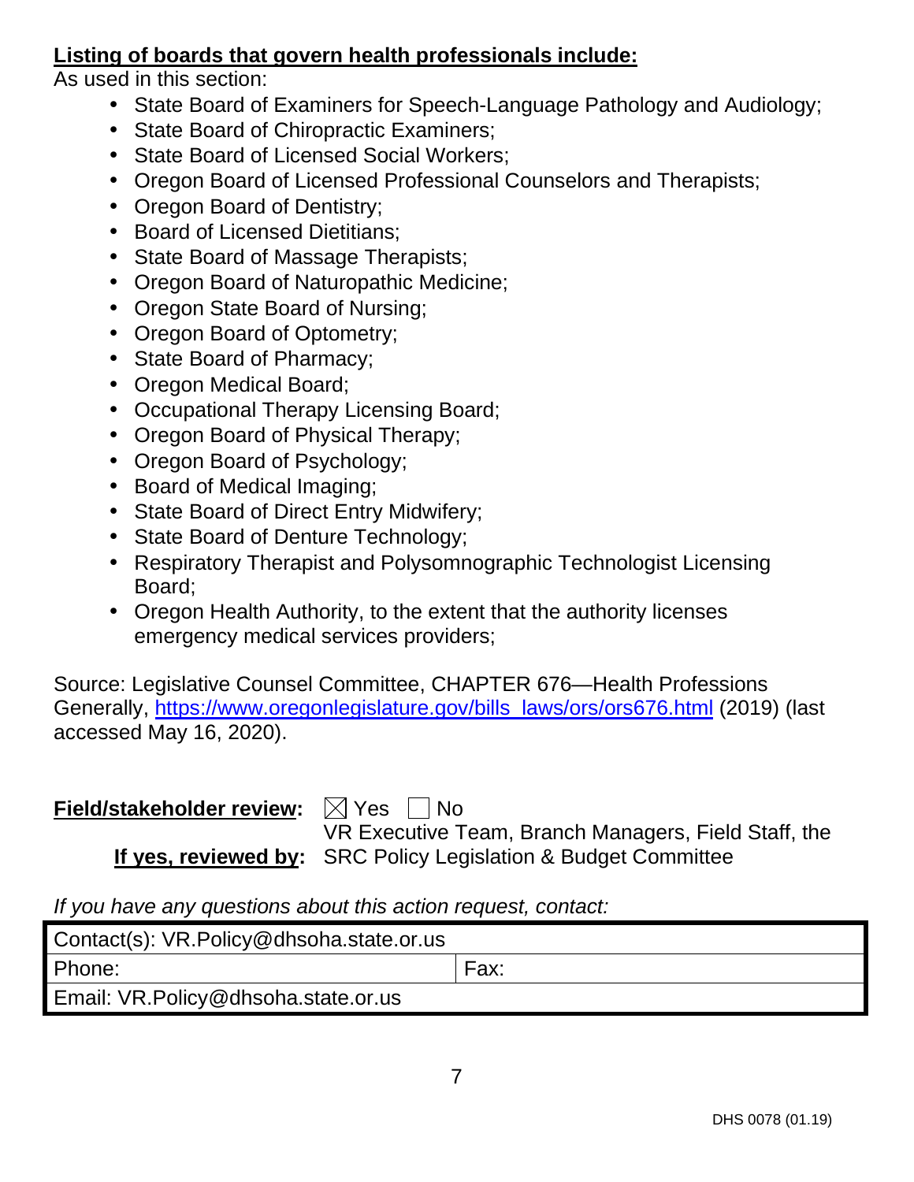**Listing of boards that govern health professionals include:**

As used in this section:

- State Board of Examiners for Speech-Language Pathology and Audiology;
- State Board of Chiropractic Examiners;
- State Board of Licensed Social Workers;
- Oregon Board of Licensed Professional Counselors and Therapists;
- Oregon Board of Dentistry;
- Board of Licensed Dietitians;
- State Board of Massage Therapists;
- Oregon Board of Naturopathic Medicine;
- Oregon State Board of Nursing;
- Oregon Board of Optometry;
- State Board of Pharmacy;
- Oregon Medical Board;
- Occupational Therapy Licensing Board;
- Oregon Board of Physical Therapy;
- Oregon Board of Psychology;
- Board of Medical Imaging;
- State Board of Direct Entry Midwifery;
- State Board of Denture Technology;
- Respiratory Therapist and Polysomnographic Technologist Licensing Board;
- Oregon Health Authority, to the extent that the authority licenses emergency medical services providers;

Source: Legislative Counsel Committee, CHAPTER 676—Health Professions Generally, https://www.oregonlegislature.gov/bills_laws/ors/ors676.html (2019) (last accessed May 16, 2020).

**Field/stakeholder review:** ☒ Yes ☐ No

**If yes, reviewed by:** VR Executive Team, Branch Managers, Field Staff, the SRC Policy Legislation & Budget Committee

*If you have any questions about this action request, contact:*

| | |
|---|---|
| Contact(s): VR.Policy@dhsoha.state.or.us | |
| Phone: | Fax: |
| Email: VR.Policy@dhsoha.state.or.us | |

DHS 0078 (01.19)